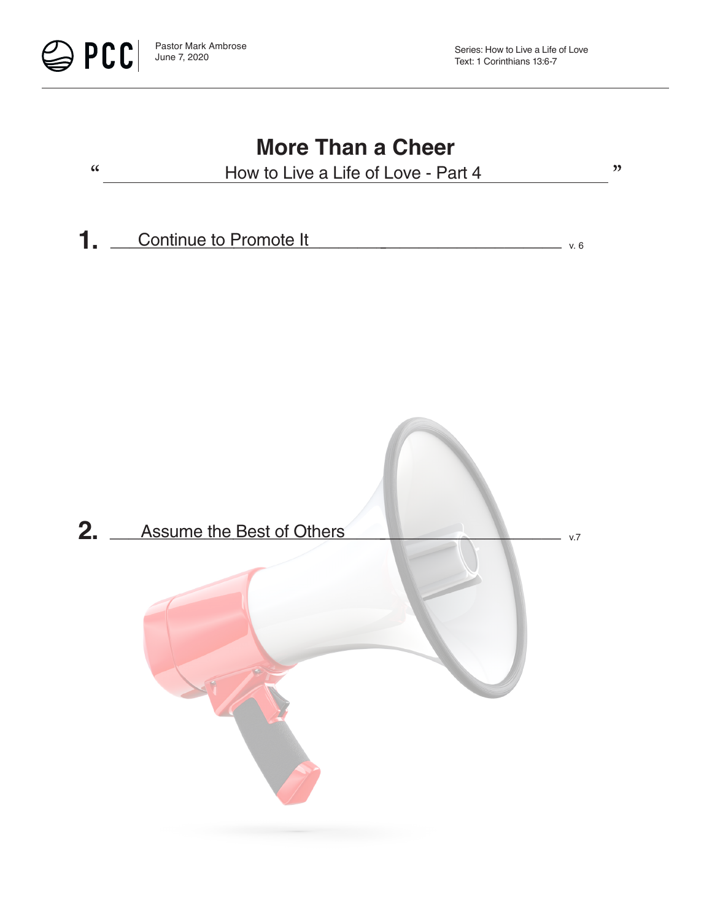PCC | Pastor Mark Ambrose
June 7, 2020

Series: How to Live a Life of Love
Text: 1 Corinthians 13:6-7

# More Than a Cheer

"How to Live a Life of Love - Part 4"

**1.** Continue to Promote It — v. 6

**2.** Assume the Best of Others — v.7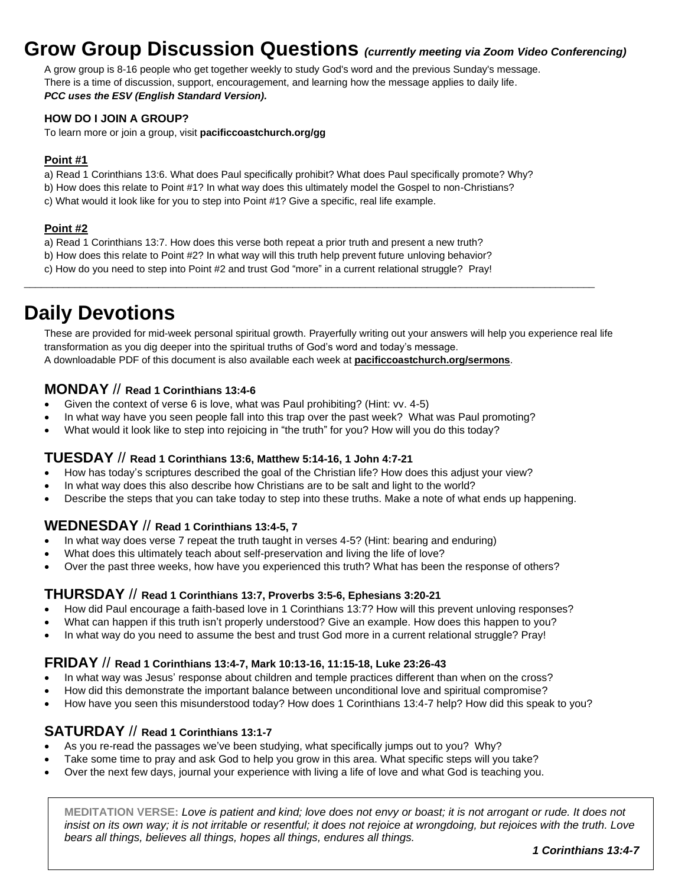# Grow Group Discussion Questions *(currently meeting via Zoom Video Conferencing)*

A grow group is 8-16 people who get together weekly to study God's word and the previous Sunday's message. There is a time of discussion, support, encouragement, and learning how the message applies to daily life.
***PCC uses the ESV (English Standard Version).***

**HOW DO I JOIN A GROUP?**
To learn more or join a group, visit **pacificcoastchurch.org/gg**

**Point #1**

a) Read 1 Corinthians 13:6. What does Paul specifically prohibit? What does Paul specifically promote? Why?
b) How does this relate to Point #1? In what way does this ultimately model the Gospel to non-Christians?
c) What would it look like for you to step into Point #1? Give a specific, real life example.

**Point #2**

a) Read 1 Corinthians 13:7. How does this verse both repeat a prior truth and present a new truth?
b) How does this relate to Point #2? In what way will this truth help prevent future unloving behavior?
c) How do you need to step into Point #2 and trust God "more" in a current relational struggle? Pray!

---

# Daily Devotions

These are provided for mid-week personal spiritual growth. Prayerfully writing out your answers will help you experience real life transformation as you dig deeper into the spiritual truths of God's word and today's message.
A downloadable PDF of this document is also available each week at **pacificcoastchurch.org/sermons**.

## MONDAY // Read 1 Corinthians 13:4-6

- Given the context of verse 6 is love, what was Paul prohibiting? (Hint: vv. 4-5)
- In what way have you seen people fall into this trap over the past week? What was Paul promoting?
- What would it look like to step into rejoicing in "the truth" for you? How will you do this today?

## TUESDAY // Read 1 Corinthians 13:6, Matthew 5:14-16, 1 John 4:7-21

- How has today's scriptures described the goal of the Christian life? How does this adjust your view?
- In what way does this also describe how Christians are to be salt and light to the world?
- Describe the steps that you can take today to step into these truths. Make a note of what ends up happening.

## WEDNESDAY // Read 1 Corinthians 13:4-5, 7

- In what way does verse 7 repeat the truth taught in verses 4-5? (Hint: bearing and enduring)
- What does this ultimately teach about self-preservation and living the life of love?
- Over the past three weeks, how have you experienced this truth? What has been the response of others?

## THURSDAY // Read 1 Corinthians 13:7, Proverbs 3:5-6, Ephesians 3:20-21

- How did Paul encourage a faith-based love in 1 Corinthians 13:7? How will this prevent unloving responses?
- What can happen if this truth isn't properly understood? Give an example. How does this happen to you?
- In what way do you need to assume the best and trust God more in a current relational struggle? Pray!

## FRIDAY // Read 1 Corinthians 13:4-7, Mark 10:13-16, 11:15-18, Luke 23:26-43

- In what way was Jesus' response about children and temple practices different than when on the cross?
- How did this demonstrate the important balance between unconditional love and spiritual compromise?
- How have you seen this misunderstood today? How does 1 Corinthians 13:4-7 help? How did this speak to you?

## SATURDAY // Read 1 Corinthians 13:1-7

- As you re-read the passages we've been studying, what specifically jumps out to you? Why?
- Take some time to pray and ask God to help you grow in this area. What specific steps will you take?
- Over the next few days, journal your experience with living a life of love and what God is teaching you.

**MEDITATION VERSE:** *Love is patient and kind; love does not envy or boast; it is not arrogant or rude. It does not insist on its own way; it is not irritable or resentful; it does not rejoice at wrongdoing, but rejoices with the truth. Love bears all things, believes all things, hopes all things, endures all things.*

***1 Corinthians 13:4-7***